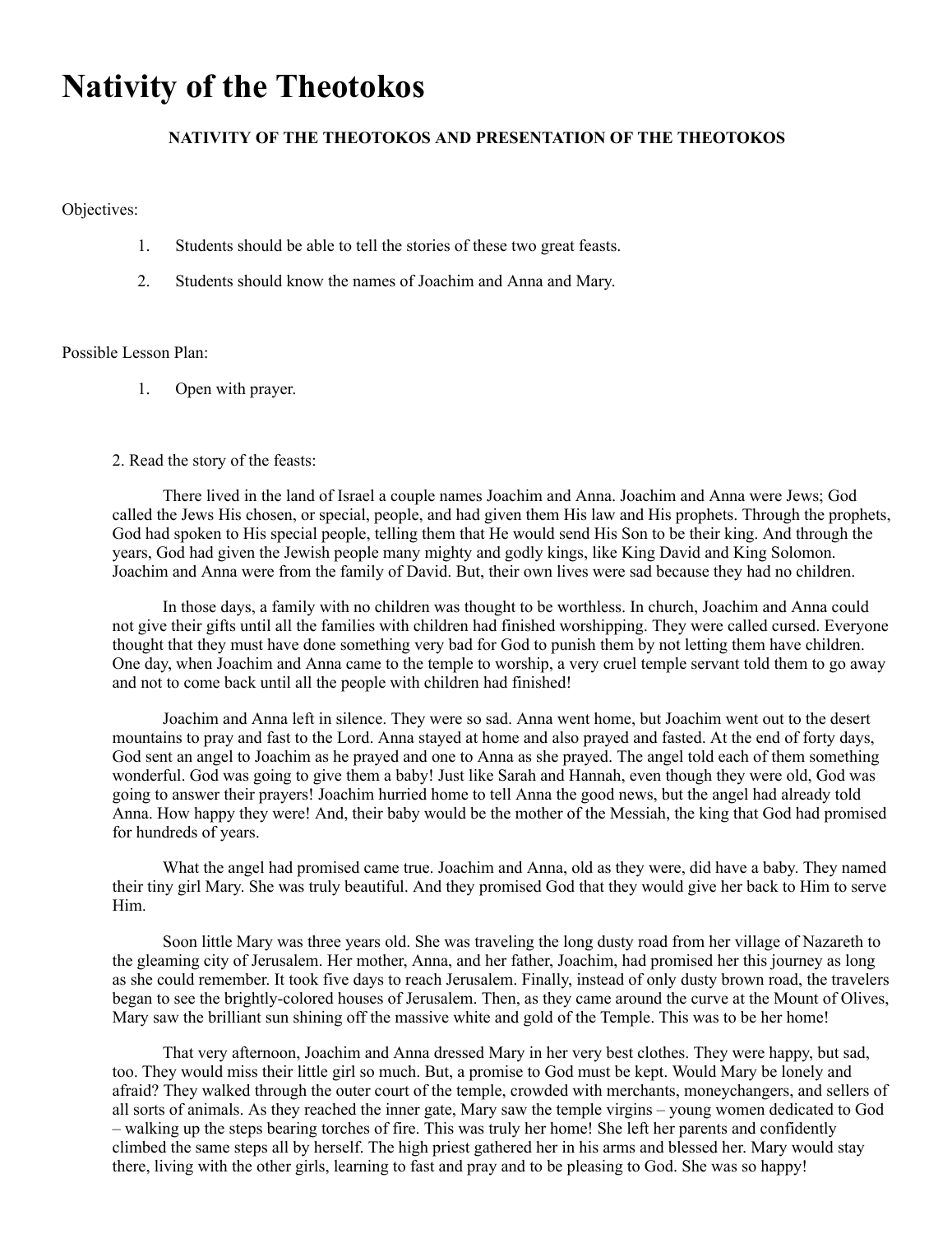# Nativity of the Theotokos

**NATIVITY OF THE THEOTOKOS AND PRESENTATION OF THE THEOTOKOS**

Objectives:

1. Students should be able to tell the stories of these two great feasts.
2. Students should know the names of Joachim and Anna and Mary.

Possible Lesson Plan:

1. Open with prayer.

2. Read the story of the feasts:

There lived in the land of Israel a couple names Joachim and Anna. Joachim and Anna were Jews; God called the Jews His chosen, or special, people, and had given them His law and His prophets. Through the prophets, God had spoken to His special people, telling them that He would send His Son to be their king. And through the years, God had given the Jewish people many mighty and godly kings, like King David and King Solomon. Joachim and Anna were from the family of David. But, their own lives were sad because they had no children.

In those days, a family with no children was thought to be worthless. In church, Joachim and Anna could not give their gifts until all the families with children had finished worshipping. They were called cursed. Everyone thought that they must have done something very bad for God to punish them by not letting them have children. One day, when Joachim and Anna came to the temple to worship, a very cruel temple servant told them to go away and not to come back until all the people with children had finished!

Joachim and Anna left in silence. They were so sad. Anna went home, but Joachim went out to the desert mountains to pray and fast to the Lord. Anna stayed at home and also prayed and fasted. At the end of forty days, God sent an angel to Joachim as he prayed and one to Anna as she prayed. The angel told each of them something wonderful. God was going to give them a baby! Just like Sarah and Hannah, even though they were old, God was going to answer their prayers! Joachim hurried home to tell Anna the good news, but the angel had already told Anna. How happy they were! And, their baby would be the mother of the Messiah, the king that God had promised for hundreds of years.

What the angel had promised came true. Joachim and Anna, old as they were, did have a baby. They named their tiny girl Mary. She was truly beautiful. And they promised God that they would give her back to Him to serve Him.

Soon little Mary was three years old. She was traveling the long dusty road from her village of Nazareth to the gleaming city of Jerusalem. Her mother, Anna, and her father, Joachim, had promised her this journey as long as she could remember. It took five days to reach Jerusalem. Finally, instead of only dusty brown road, the travelers began to see the brightly-colored houses of Jerusalem. Then, as they came around the curve at the Mount of Olives, Mary saw the brilliant sun shining off the massive white and gold of the Temple. This was to be her home!

That very afternoon, Joachim and Anna dressed Mary in her very best clothes. They were happy, but sad, too. They would miss their little girl so much. But, a promise to God must be kept. Would Mary be lonely and afraid? They walked through the outer court of the temple, crowded with merchants, moneychangers, and sellers of all sorts of animals. As they reached the inner gate, Mary saw the temple virgins – young women dedicated to God – walking up the steps bearing torches of fire. This was truly her home! She left her parents and confidently climbed the same steps all by herself. The high priest gathered her in his arms and blessed her. Mary would stay there, living with the other girls, learning to fast and pray and to be pleasing to God. She was so happy!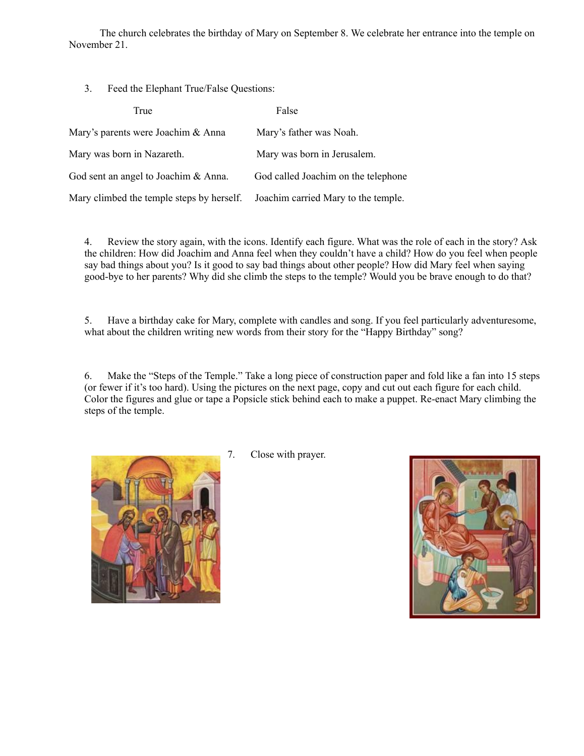The church celebrates the birthday of Mary on September 8. We celebrate her entrance into the temple on November 21.

3. Feed the Elephant True/False Questions:

| True | False |
|---|---|
| Mary's parents were Joachim & Anna | Mary's father was Noah. |
| Mary was born in Nazareth. | Mary was born in Jerusalem. |
| God sent an angel to Joachim & Anna. | God called Joachim on the telephone |
| Mary climbed the temple steps by herself. | Joachim carried Mary to the temple. |

4. Review the story again, with the icons. Identify each figure. What was the role of each in the story? Ask the children: How did Joachim and Anna feel when they couldn't have a child? How do you feel when people say bad things about you? Is it good to say bad things about other people? How did Mary feel when saying good-bye to her parents? Why did she climb the steps to the temple? Would you be brave enough to do that?

5. Have a birthday cake for Mary, complete with candles and song. If you feel particularly adventuresome, what about the children writing new words from their story for the "Happy Birthday" song?

6. Make the "Steps of the Temple." Take a long piece of construction paper and fold like a fan into 15 steps (or fewer if it's too hard). Using the pictures on the next page, copy and cut out each figure for each child. Color the figures and glue or tape a Popsicle stick behind each to make a puppet. Re-enact Mary climbing the steps of the temple.

7. Close with prayer.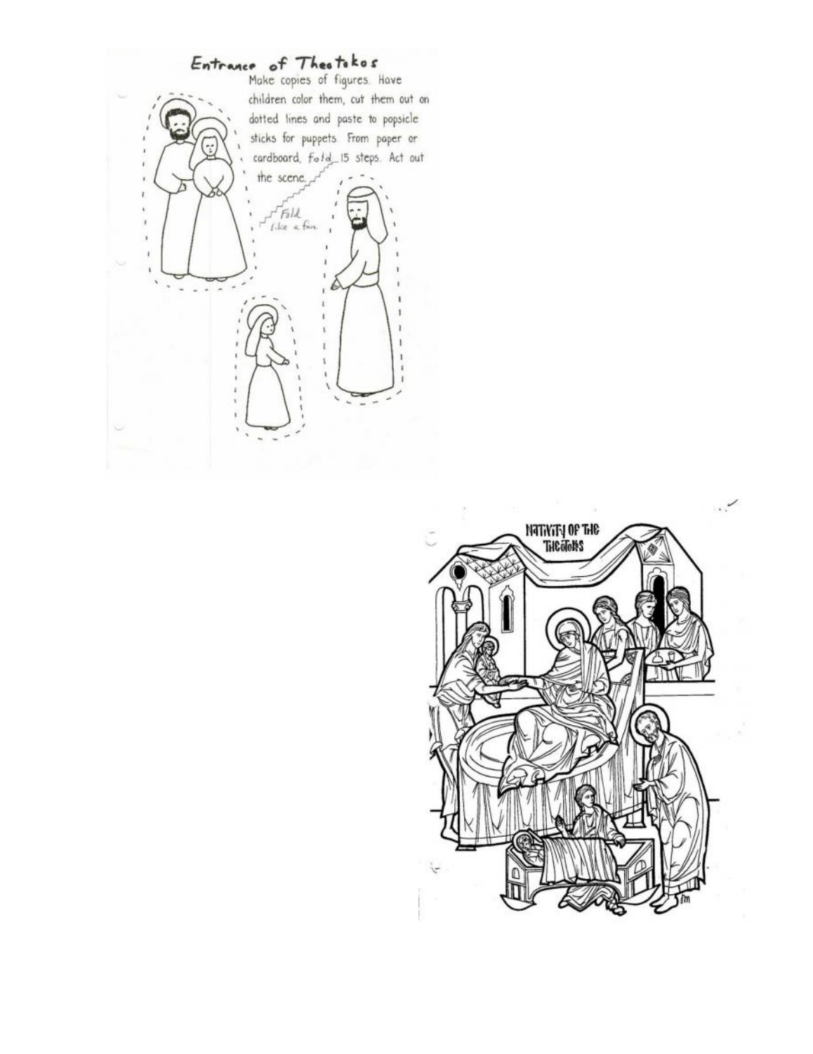# Entrance of Theotokos

Make copies of figures. Have children color them, cut them out on dotted lines and paste to popsicle sticks for puppets. From paper or cardboard, fold 15 steps. Act out the scene.

Fold like a fan

# NATIVITY OF THE THEOTOKOS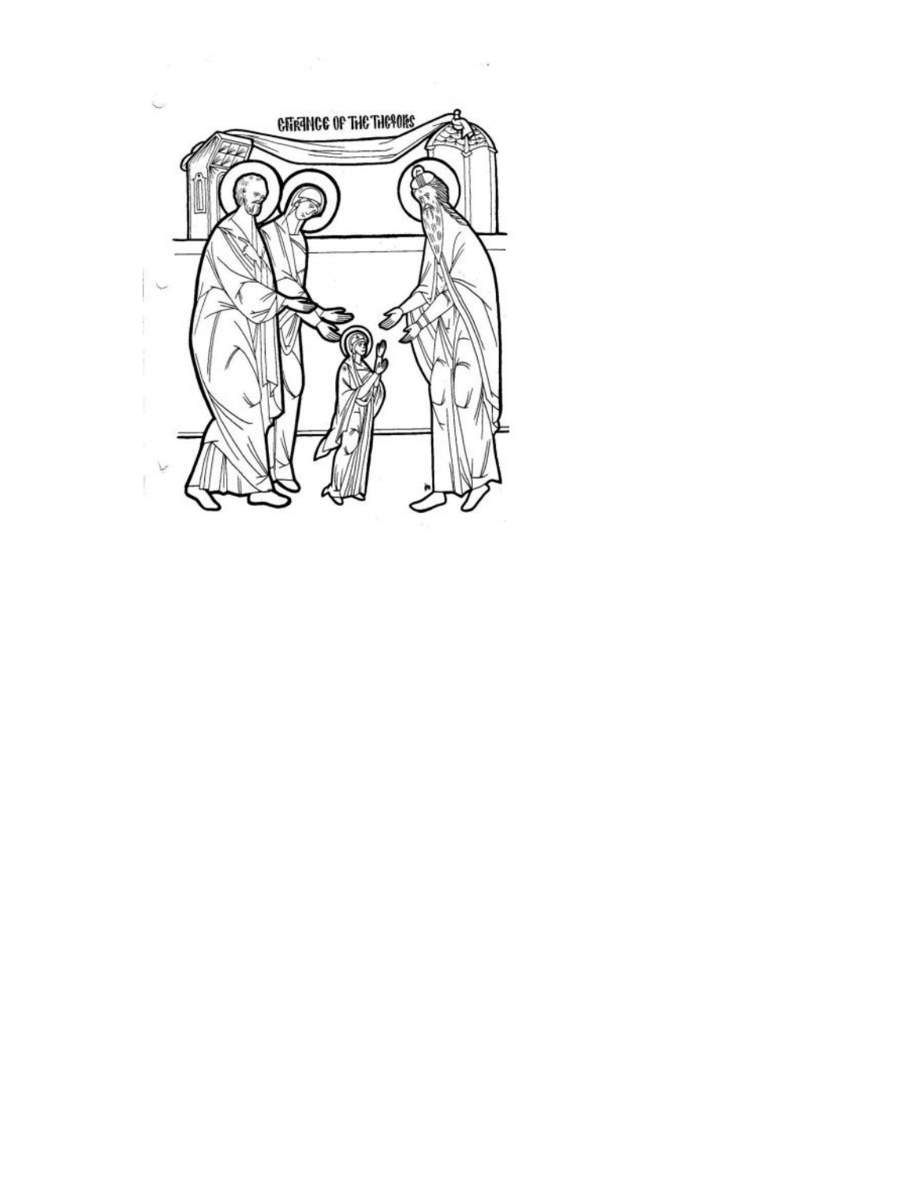ENTRANCE OF THE THEOTOKOS